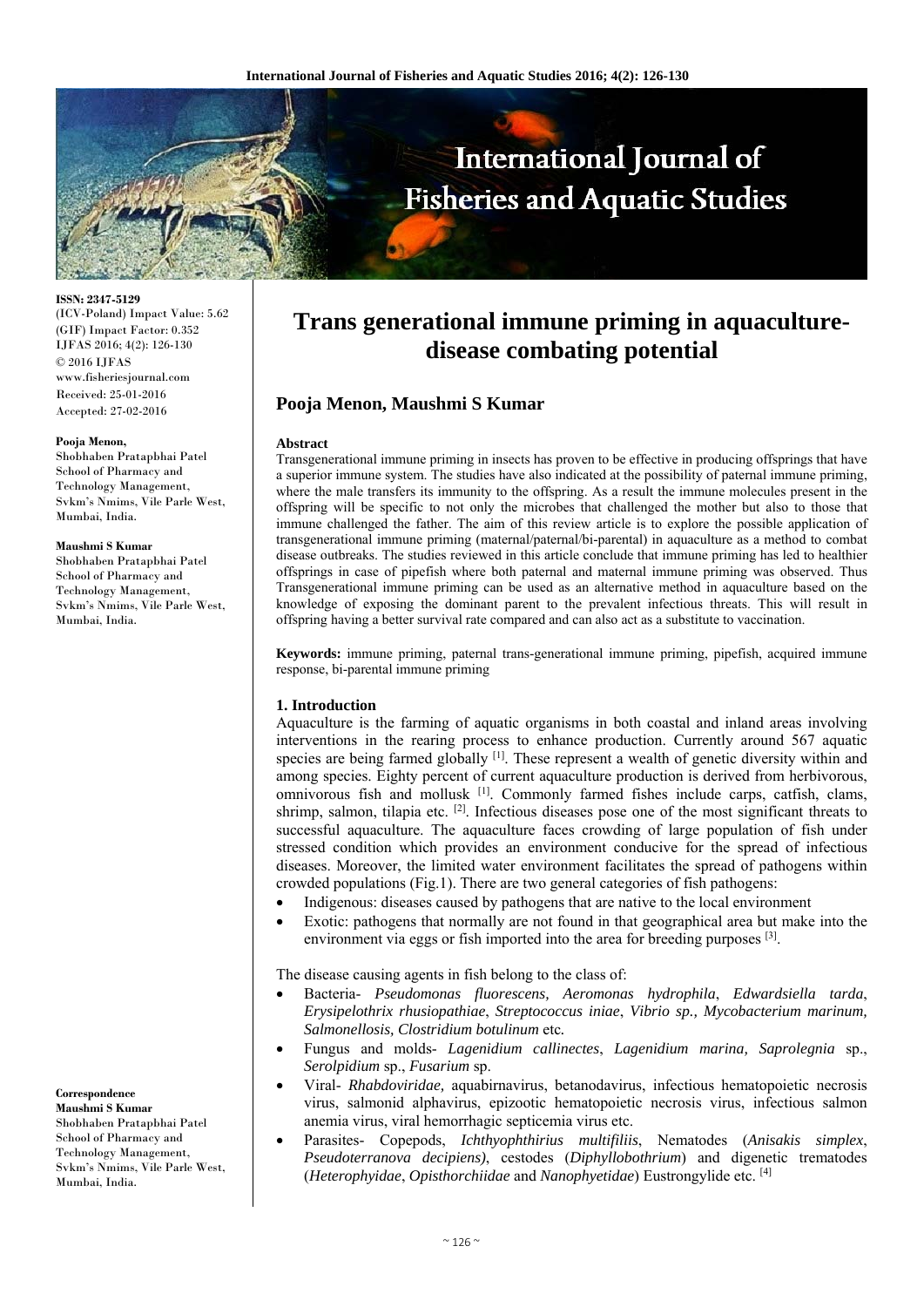ISSN: 2347-5129
(ICV-Poland) Impact Value: 5.62
(GIF) Impact Factor: 0.352
IJFAS 2016; 4(2): 126-130
© 2016 IJFAS
www.fisheriesjournal.com
Received: 25-01-2016
Accepted: 27-02-2016

**Pooja Menon,**
Shobhaben Pratapbhai Patel School of Pharmacy and Technology Management, Svkm's Nmims, Vile Parle West, Mumbai, India.

**Maushmi S Kumar**
Shobhaben Pratapbhai Patel School of Pharmacy and Technology Management, Svkm's Nmims, Vile Parle West, Mumbai, India.

**Correspondence**
**Maushmi S Kumar**
Shobhaben Pratapbhai Patel School of Pharmacy and Technology Management, Svkm's Nmims, Vile Parle West, Mumbai, India.

# Trans generational immune priming in aquaculture-disease combating potential

## Pooja Menon, Maushmi S Kumar

### Abstract

Transgenerational immune priming in insects has proven to be effective in producing offsprings that have a superior immune system. The studies have also indicated at the possibility of paternal immune priming, where the male transfers its immunity to the offspring. As a result the immune molecules present in the offspring will be specific to not only the microbes that challenged the mother but also to those that immune challenged the father. The aim of this review article is to explore the possible application of transgenerational immune priming (maternal/paternal/bi-parental) in aquaculture as a method to combat disease outbreaks. The studies reviewed in this article conclude that immune priming has led to healthier offsprings in case of pipefish where both paternal and maternal immune priming was observed. Thus Transgenerational immune priming can be used as an alternative method in aquaculture based on the knowledge of exposing the dominant parent to the prevalent infectious threats. This will result in offspring having a better survival rate compared and can also act as a substitute to vaccination.

**Keywords:** immune priming, paternal trans-generational immune priming, pipefish, acquired immune response, bi-parental immune priming

### 1. Introduction

Aquaculture is the farming of aquatic organisms in both coastal and inland areas involving interventions in the rearing process to enhance production. Currently around 567 aquatic species are being farmed globally [1]. These represent a wealth of genetic diversity within and among species. Eighty percent of current aquaculture production is derived from herbivorous, omnivorous fish and mollusk [1]. Commonly farmed fishes include carps, catfish, clams, shrimp, salmon, tilapia etc. [2]. Infectious diseases pose one of the most significant threats to successful aquaculture. The aquaculture faces crowding of large population of fish under stressed condition which provides an environment conducive for the spread of infectious diseases. Moreover, the limited water environment facilitates the spread of pathogens within crowded populations (Fig.1). There are two general categories of fish pathogens:

- Indigenous: diseases caused by pathogens that are native to the local environment
- Exotic: pathogens that normally are not found in that geographical area but make into the environment via eggs or fish imported into the area for breeding purposes [3].

The disease causing agents in fish belong to the class of:

- Bacteria- *Pseudomonas fluorescens, Aeromonas hydrophila*, *Edwardsiella tarda*, *Erysipelothrix rhusiopathiae*, *Streptococcus iniae*, *Vibrio sp., Mycobacterium marinum, Salmonellosis, Clostridium botulinum* etc*.*
- Fungus and molds- *Lagenidium callinectes*, *Lagenidium marina, Saprolegnia* sp., *Serolpidium* sp., *Fusarium* sp.
- Viral- *Rhabdoviridae,* aquabirnavirus, betanodavirus, infectious hematopoietic necrosis virus, salmonid alphavirus, epizootic hematopoietic necrosis virus, infectious salmon anemia virus, viral hemorrhagic septicemia virus etc.
- Parasites- Copepods, *Ichthyophthirius multifiliis*, Nematodes (*Anisakis simplex*, *Pseudoterranova decipiens)*, cestodes (*Diphyllobothrium*) and digenetic trematodes (*Heterophyidae*, *Opisthorchiidae* and *Nanophyetidae*) Eustrongylide etc. [4]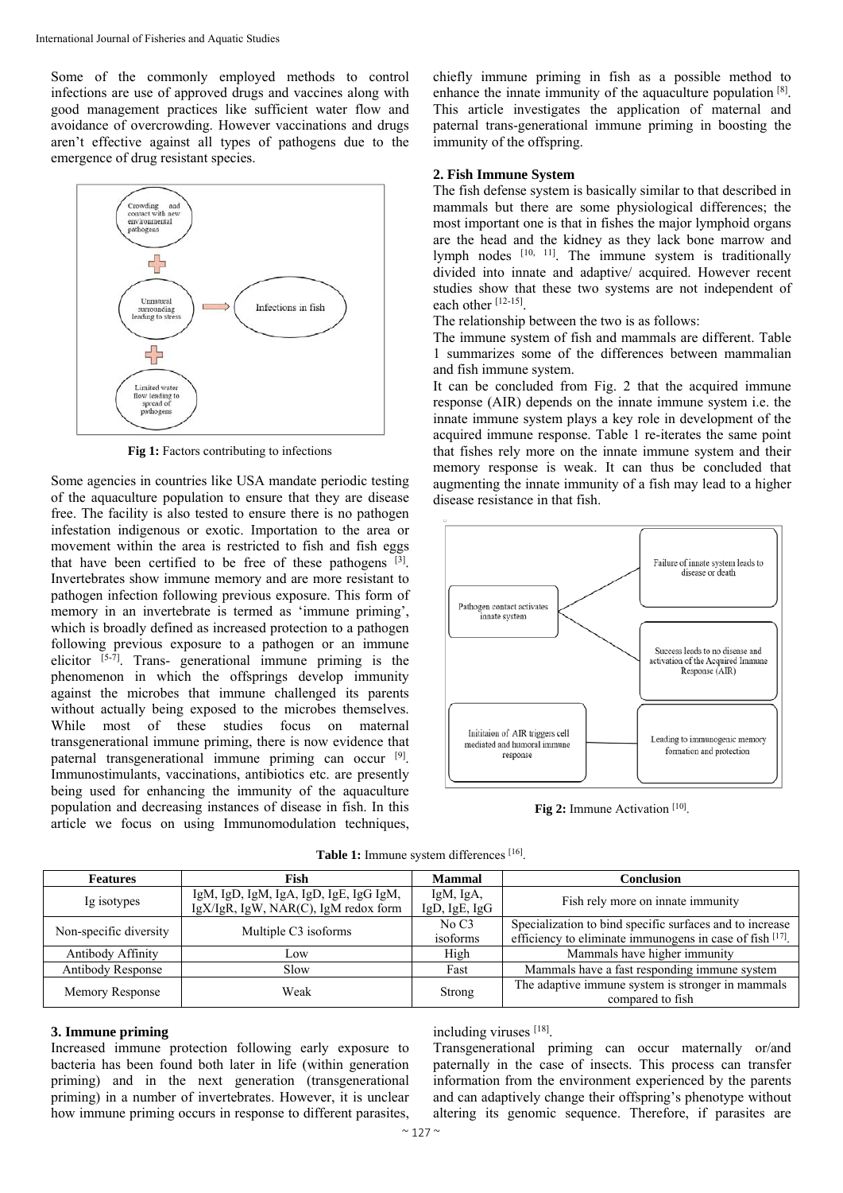Some of the commonly employed methods to control infections are use of approved drugs and vaccines along with good management practices like sufficient water flow and avoidance of overcrowding. However vaccinations and drugs aren't effective against all types of pathogens due to the emergence of drug resistant species.

**Fig 1:** Factors contributing to infections

Some agencies in countries like USA mandate periodic testing of the aquaculture population to ensure that they are disease free. The facility is also tested to ensure there is no pathogen infestation indigenous or exotic. Importation to the area or movement within the area is restricted to fish and fish eggs that have been certified to be free of these pathogens [3]. Invertebrates show immune memory and are more resistant to pathogen infection following previous exposure. This form of memory in an invertebrate is termed as 'immune priming', which is broadly defined as increased protection to a pathogen following previous exposure to a pathogen or an immune elicitor [5-7]. Trans- generational immune priming is the phenomenon in which the offsprings develop immunity against the microbes that immune challenged its parents without actually being exposed to the microbes themselves. While most of these studies focus on maternal transgenerational immune priming, there is now evidence that paternal transgenerational immune priming can occur [9]. Immunostimulants, vaccinations, antibiotics etc. are presently being used for enhancing the immunity of the aquaculture population and decreasing instances of disease in fish. In this article we focus on using Immunomodulation techniques, chiefly immune priming in fish as a possible method to enhance the innate immunity of the aquaculture population [8]. This article investigates the application of maternal and paternal trans-generational immune priming in boosting the immunity of the offspring.

## 2. Fish Immune System

The fish defense system is basically similar to that described in mammals but there are some physiological differences; the most important one is that in fishes the major lymphoid organs are the head and the kidney as they lack bone marrow and lymph nodes [10, 11]. The immune system is traditionally divided into innate and adaptive/ acquired. However recent studies show that these two systems are not independent of each other [12-15].

The relationship between the two is as follows:

The immune system of fish and mammals are different. Table 1 summarizes some of the differences between mammalian and fish immune system.

It can be concluded from Fig. 2 that the acquired immune response (AIR) depends on the innate immune system i.e. the innate immune system plays a key role in development of the acquired immune response. Table 1 re-iterates the same point that fishes rely more on the innate immune system and their memory response is weak. It can thus be concluded that augmenting the innate immunity of a fish may lead to a higher disease resistance in that fish.

**Fig 2:** Immune Activation [10].

**Table 1:** Immune system differences [16].

| Features | Fish | Mammal | Conclusion |
| --- | --- | --- | --- |
| Ig isotypes | IgM, IgD, IgM, IgA, IgD, IgE, IgG IgM, IgX/IgR, IgW, NAR(C), IgM redox form | IgM, IgA, IgD, IgE, IgG | Fish rely more on innate immunity |
| Non-specific diversity | Multiple C3 isoforms | No C3 isoforms | Specialization to bind specific surfaces and to increase efficiency to eliminate immunogens in case of fish [17]. |
| Antibody Affinity | Low | High | Mammals have higher immunity |
| Antibody Response | Slow | Fast | Mammals have a fast responding immune system |
| Memory Response | Weak | Strong | The adaptive immune system is stronger in mammals compared to fish |

## 3. Immune priming

Increased immune protection following early exposure to bacteria has been found both later in life (within generation priming) and in the next generation (transgenerational priming) in a number of invertebrates. However, it is unclear how immune priming occurs in response to different parasites, including viruses [18].

Transgenerational priming can occur maternally or/and paternally in the case of insects. This process can transfer information from the environment experienced by the parents and can adaptively change their offspring's phenotype without altering its genomic sequence. Therefore, if parasites are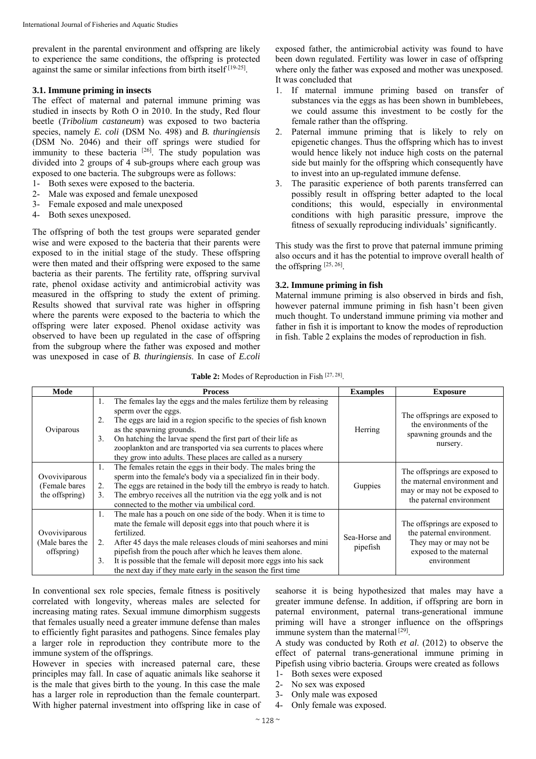prevalent in the parental environment and offspring are likely to experience the same conditions, the offspring is protected against the same or similar infections from birth itself [19-25].

### 3.1. Immune priming in insects

The effect of maternal and paternal immune priming was studied in insects by Roth O in 2010. In the study, Red flour beetle (*Tribolium castaneum*) was exposed to two bacteria species, namely *E. coli* (DSM No. 498) and *B. thuringiensis* (DSM No. 2046) and their off springs were studied for immunity to these bacteria [26]. The study population was divided into 2 groups of 4 sub-groups where each group was exposed to one bacteria. The subgroups were as follows:

1- Both sexes were exposed to the bacteria.
2- Male was exposed and female unexposed
3- Female exposed and male unexposed
4- Both sexes unexposed.

The offspring of both the test groups were separated gender wise and were exposed to the bacteria that their parents were exposed to in the initial stage of the study. These offspring were then mated and their offspring were exposed to the same bacteria as their parents. The fertility rate, offspring survival rate, phenol oxidase activity and antimicrobial activity was measured in the offspring to study the extent of priming. Results showed that survival rate was higher in offspring where the parents were exposed to the bacteria to which the offspring were later exposed. Phenol oxidase activity was observed to have been up regulated in the case of offspring from the subgroup where the father was exposed and mother was unexposed in case of *B. thuringiensis*. In case of *E.coli* exposed father, the antimicrobial activity was found to have been down regulated. Fertility was lower in case of offspring where only the father was exposed and mother was unexposed. It was concluded that

1. If maternal immune priming based on transfer of substances via the eggs as has been shown in bumblebees, we could assume this investment to be costly for the female rather than the offspring.
2. Paternal immune priming that is likely to rely on epigenetic changes. Thus the offspring which has to invest would hence likely not induce high costs on the paternal side but mainly for the offspring which consequently have to invest into an up-regulated immune defense.
3. The parasitic experience of both parents transferred can possibly result in offspring better adapted to the local conditions; this would, especially in environmental conditions with high parasitic pressure, improve the fitness of sexually reproducing individuals' significantly.

This study was the first to prove that paternal immune priming also occurs and it has the potential to improve overall health of the offspring [25, 26].

### 3.2. Immune priming in fish

Maternal immune priming is also observed in birds and fish, however paternal immune priming in fish hasn't been given much thought. To understand immune priming via mother and father in fish it is important to know the modes of reproduction in fish. Table 2 explains the modes of reproduction in fish.

**Table 2:** Modes of Reproduction in Fish [27, 28].

| Mode | Process | Examples | Exposure |
|---|---|---|---|
| Oviparous | 1. The females lay the eggs and the males fertilize them by releasing sperm over the eggs.<br>2. The eggs are laid in a region specific to the species of fish known as the spawning grounds.<br>3. On hatching the larvae spend the first part of their life as zooplankton and are transported via sea currents to places where they grow into adults. These places are called as a nursery | Herring | The offsprings are exposed to the environments of the spawning grounds and the nursery. |
| Ovoviviparous (Female bares the offspring) | 1. The females retain the eggs in their body. The males bring the sperm into the female's body via a specialized fin in their body.<br>2. The eggs are retained in the body till the embryo is ready to hatch.<br>3. The embryo receives all the nutrition via the egg yolk and is not connected to the mother via umbilical cord. | Guppies | The offsprings are exposed to the maternal environment and may or may not be exposed to the paternal environment |
| Ovoviviparous (Male bares the offspring) | 1. The male has a pouch on one side of the body. When it is time to mate the female will deposit eggs into that pouch where it is fertilized.<br>2. After 45 days the male releases clouds of mini seahorses and mini pipefish from the pouch after which he leaves them alone.<br>3. It is possible that the female will deposit more eggs into his sack the next day if they mate early in the season the first time | Sea-Horse and pipefish | The offsprings are exposed to the paternal environment. They may or may not be exposed to the maternal environment |

In conventional sex role species, female fitness is positively correlated with longevity, whereas males are selected for increasing mating rates. Sexual immune dimorphism suggests that females usually need a greater immune defense than males to efficiently fight parasites and pathogens. Since females play a larger role in reproduction they contribute more to the immune system of the offsprings.

However in species with increased paternal care, these principles may fall. In case of aquatic animals like seahorse it is the male that gives birth to the young. In this case the male has a larger role in reproduction than the female counterpart. With higher paternal investment into offspring like in case of seahorse it is being hypothesized that males may have a greater immune defense. In addition, if offspring are born in paternal environment, paternal trans-generational immune priming will have a stronger influence on the offsprings immune system than the maternal [29].

A study was conducted by Roth *et al*. (2012) to observe the effect of paternal trans-generational immune priming in Pipefish using vibrio bacteria. Groups were created as follows

1- Both sexes were exposed
2- No sex was exposed
3- Only male was exposed
4- Only female was exposed.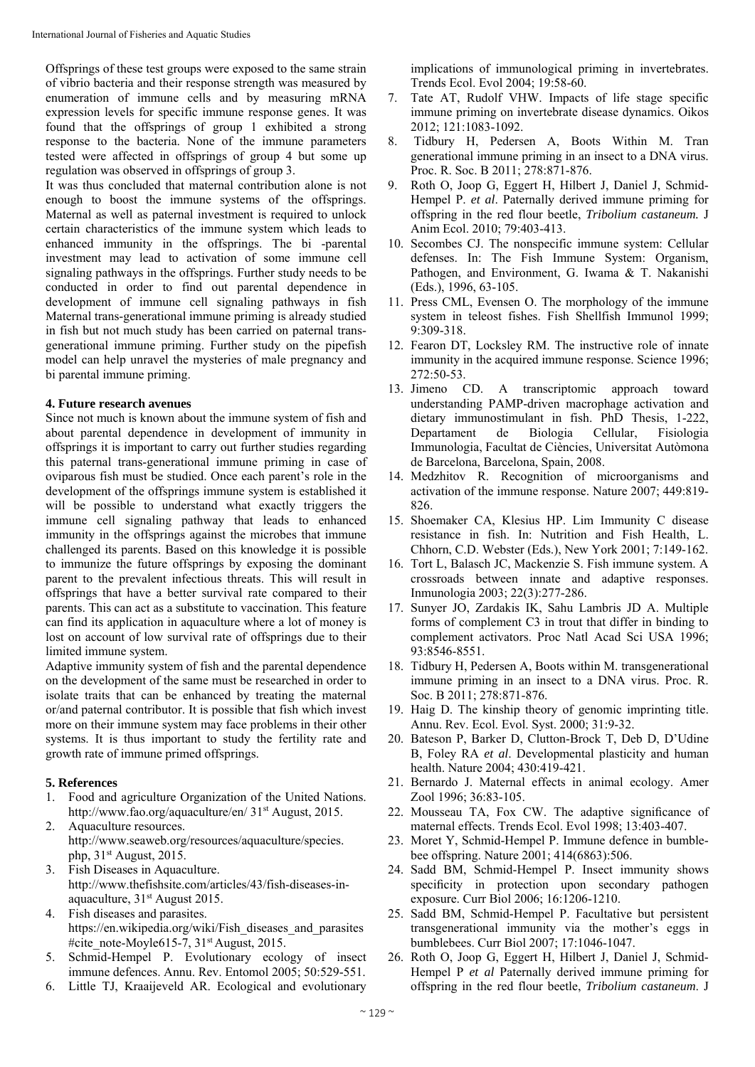Offsprings of these test groups were exposed to the same strain of vibrio bacteria and their response strength was measured by enumeration of immune cells and by measuring mRNA expression levels for specific immune response genes. It was found that the offsprings of group 1 exhibited a strong response to the bacteria. None of the immune parameters tested were affected in offsprings of group 4 but some up regulation was observed in offsprings of group 3.

It was thus concluded that maternal contribution alone is not enough to boost the immune systems of the offsprings. Maternal as well as paternal investment is required to unlock certain characteristics of the immune system which leads to enhanced immunity in the offsprings. The bi -parental investment may lead to activation of some immune cell signaling pathways in the offsprings. Further study needs to be conducted in order to find out parental dependence in development of immune cell signaling pathways in fish Maternal trans-generational immune priming is already studied in fish but not much study has been carried on paternal trans-generational immune priming. Further study on the pipefish model can help unravel the mysteries of male pregnancy and bi parental immune priming.

## 4. Future research avenues

Since not much is known about the immune system of fish and about parental dependence in development of immunity in offsprings it is important to carry out further studies regarding this paternal trans-generational immune priming in case of oviparous fish must be studied. Once each parent's role in the development of the offsprings immune system is established it will be possible to understand what exactly triggers the immune cell signaling pathway that leads to enhanced immunity in the offsprings against the microbes that immune challenged its parents. Based on this knowledge it is possible to immunize the future offsprings by exposing the dominant parent to the prevalent infectious threats. This will result in offsprings that have a better survival rate compared to their parents. This can act as a substitute to vaccination. This feature can find its application in aquaculture where a lot of money is lost on account of low survival rate of offsprings due to their limited immune system.

Adaptive immunity system of fish and the parental dependence on the development of the same must be researched in order to isolate traits that can be enhanced by treating the maternal or/and paternal contributor. It is possible that fish which invest more on their immune system may face problems in their other systems. It is thus important to study the fertility rate and growth rate of immune primed offsprings.

## 5. References

1. Food and agriculture Organization of the United Nations. http://www.fao.org/aquaculture/en/ 31st August, 2015.
2. Aquaculture resources. http://www.seaweb.org/resources/aquaculture/species.php, 31st August, 2015.
3. Fish Diseases in Aquaculture. http://www.thefishsite.com/articles/43/fish-diseases-in-aquaculture, 31st August 2015.
4. Fish diseases and parasites. https://en.wikipedia.org/wiki/Fish_diseases_and_parasites#cite_note-Moyle615-7, 31st August, 2015.
5. Schmid-Hempel P. Evolutionary ecology of insect immune defences. Annu. Rev. Entomol 2005; 50:529-551.
6. Little TJ, Kraaijeveld AR. Ecological and evolutionary implications of immunological priming in invertebrates. Trends Ecol. Evol 2004; 19:58-60.
7. Tate AT, Rudolf VHW. Impacts of life stage specific immune priming on invertebrate disease dynamics. Oikos 2012; 121:1083-1092.
8. Tidbury H, Pedersen A, Boots Within M. Tran generational immune priming in an insect to a DNA virus. Proc. R. Soc. B 2011; 278:871-876.
9. Roth O, Joop G, Eggert H, Hilbert J, Daniel J, Schmid-Hempel P. *et al*. Paternally derived immune priming for offspring in the red flour beetle, ***Tribolium castaneum.*** J Anim Ecol. 2010; 79:403-413.
10. Secombes CJ. The nonspecific immune system: Cellular defenses. In: The Fish Immune System: Organism, Pathogen, and Environment, G. Iwama & T. Nakanishi (Eds.), 1996, 63-105.
11. Press CML, Evensen O. The morphology of the immune system in teleost fishes. Fish Shellfish Immunol 1999; 9:309-318.
12. Fearon DT, Locksley RM. The instructive role of innate immunity in the acquired immune response. Science 1996; 272:50-53.
13. Jimeno CD. A transcriptomic approach toward understanding PAMP-driven macrophage activation and dietary immunostimulant in fish. PhD Thesis, 1-222, Departament de Biologia Cellular, Fisiologia Immunologia, Facultat de Ciències, Universitat Autònoma de Barcelona, Barcelona, Spain, 2008.
14. Medzhitov R. Recognition of microorganisms and activation of the immune response. Nature 2007; 449:819-826.
15. Shoemaker CA, Klesius HP. Lim Immunity C disease resistance in fish. In: Nutrition and Fish Health, L. Chhorn, C.D. Webster (Eds.), New York 2001; 7:149-162.
16. Tort L, Balasch JC, Mackenzie S. Fish immune system. A crossroads between innate and adaptive responses. Inmunologia 2003; 22(3):277-286.
17. Sunyer JO, Zardakis IK, Sahu Lambris JD A. Multiple forms of complement C3 in trout that differ in binding to complement activators. Proc Natl Acad Sci USA 1996; 93:8546-8551.
18. Tidbury H, Pedersen A, Boots within M. transgenerational immune priming in an insect to a DNA virus. Proc. R. Soc. B 2011; 278:871-876.
19. Haig D. The kinship theory of genomic imprinting title. Annu. Rev. Ecol. Evol. Syst. 2000; 31:9-32.
20. Bateson P, Barker D, Clutton-Brock T, Deb D, D'Udine B, Foley RA *et al*. Developmental plasticity and human health. Nature 2004; 430:419-421.
21. Bernardo J. Maternal effects in animal ecology. Amer Zool 1996; 36:83-105.
22. Mousseau TA, Fox CW. The adaptive significance of maternal effects. Trends Ecol. Evol 1998; 13:403-407.
23. Moret Y, Schmid-Hempel P. Immune defence in bumble-bee offspring. Nature 2001; 414(6863):506.
24. Sadd BM, Schmid-Hempel P. Insect immunity shows specificity in protection upon secondary pathogen exposure. Curr Biol 2006; 16:1206-1210.
25. Sadd BM, Schmid-Hempel P. Facultative but persistent transgenerational immunity via the mother's eggs in bumblebees. Curr Biol 2007; 17:1046-1047.
26. Roth O, Joop G, Eggert H, Hilbert J, Daniel J, Schmid-Hempel P *et al* Paternally derived immune priming for offspring in the red flour beetle, *Tribolium castaneum*. J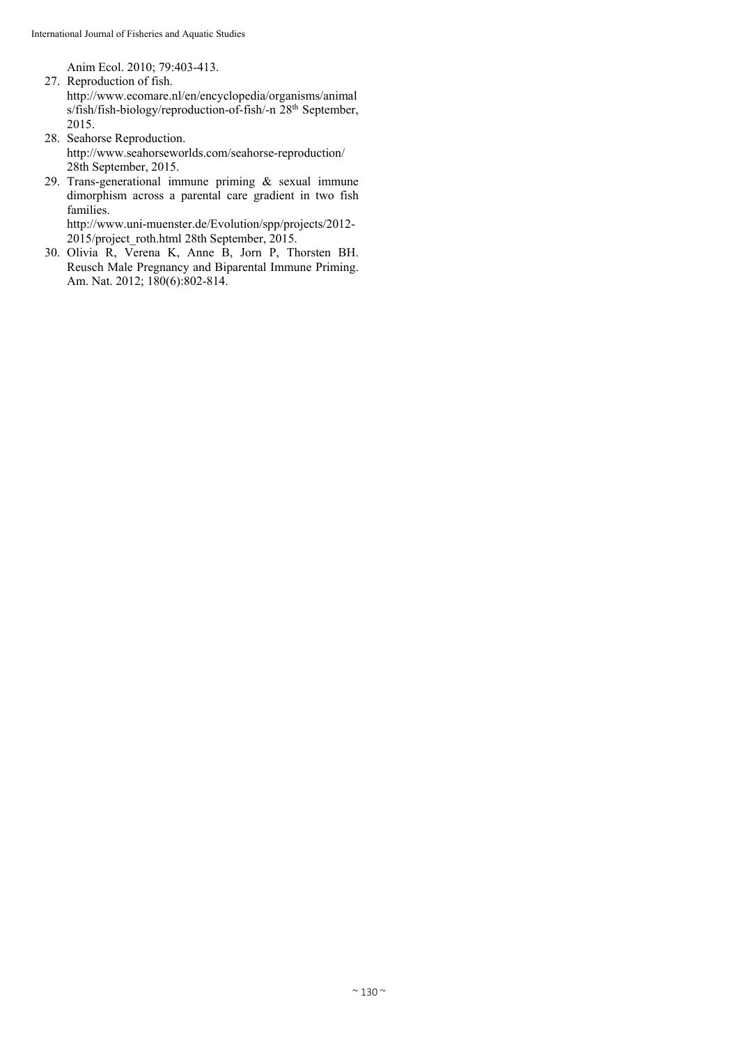Anim Ecol. 2010; 79:403-413.

27. Reproduction of fish. http://www.ecomare.nl/en/encyclopedia/organisms/animals/fish/fish-biology/reproduction-of-fish/-n 28th September, 2015.
28. Seahorse Reproduction. http://www.seahorseworlds.com/seahorse-reproduction/ 28th September, 2015.
29. Trans-generational immune priming & sexual immune dimorphism across a parental care gradient in two fish families. http://www.uni-muenster.de/Evolution/spp/projects/2012-2015/project_roth.html 28th September, 2015.
30. Olivia R, Verena K, Anne B, Jorn P, Thorsten BH. Reusch Male Pregnancy and Biparental Immune Priming. Am. Nat. 2012; 180(6):802-814.